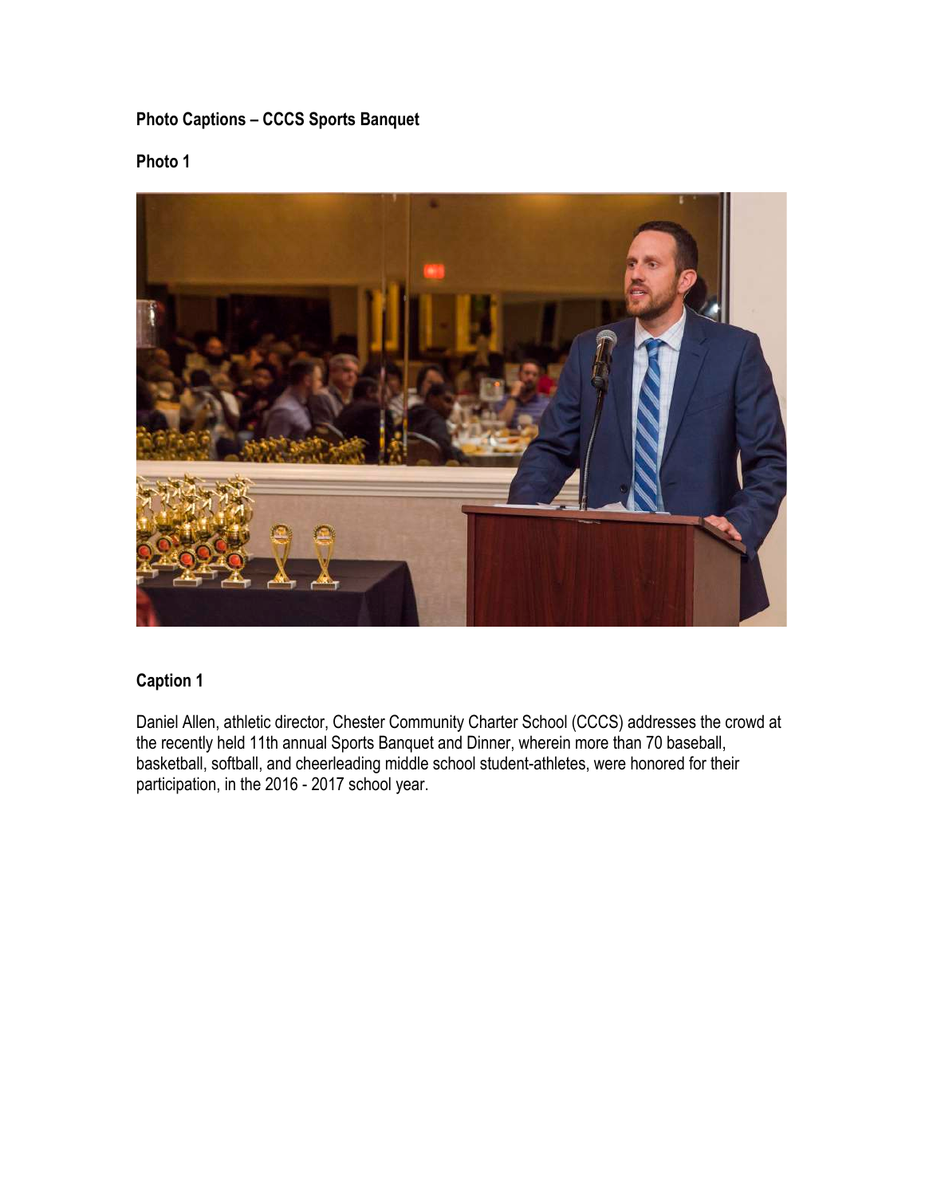**Photo Captions – CCCS Sports Banquet**

**Photo 1**

**Caption 1**

Daniel Allen, athletic director, Chester Community Charter School (CCCS) addresses the crowd at the recently held 11th annual Sports Banquet and Dinner, wherein more than 70 baseball, basketball, softball, and cheerleading middle school student-athletes, were honored for their participation, in the 2016 - 2017 school year.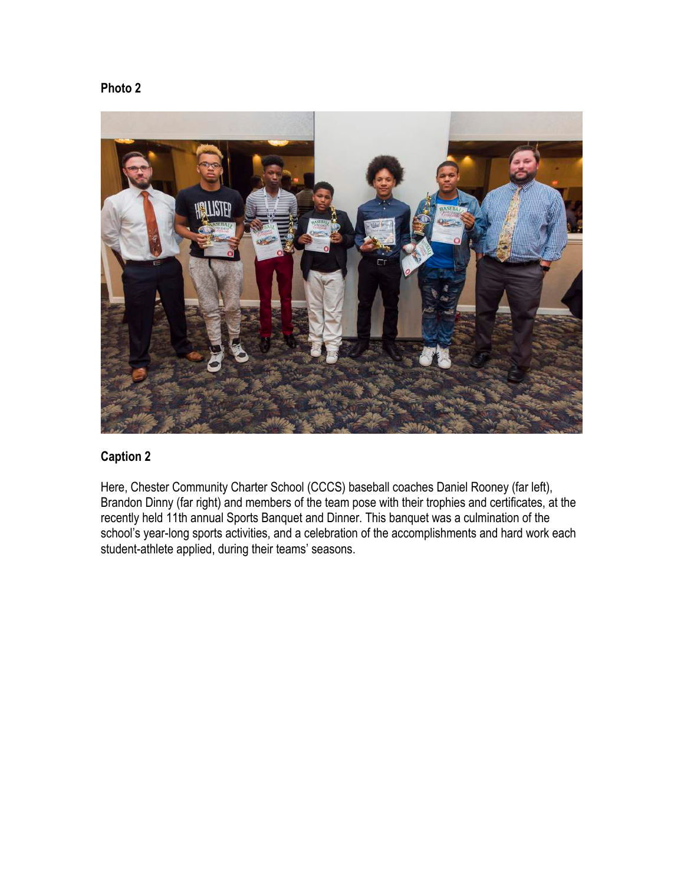**Photo 2**

**Caption 2**

Here, Chester Community Charter School (CCCS) baseball coaches Daniel Rooney (far left), Brandon Dinny (far right) and members of the team pose with their trophies and certificates, at the recently held 11th annual Sports Banquet and Dinner. This banquet was a culmination of the school's year-long sports activities, and a celebration of the accomplishments and hard work each student-athlete applied, during their teams' seasons.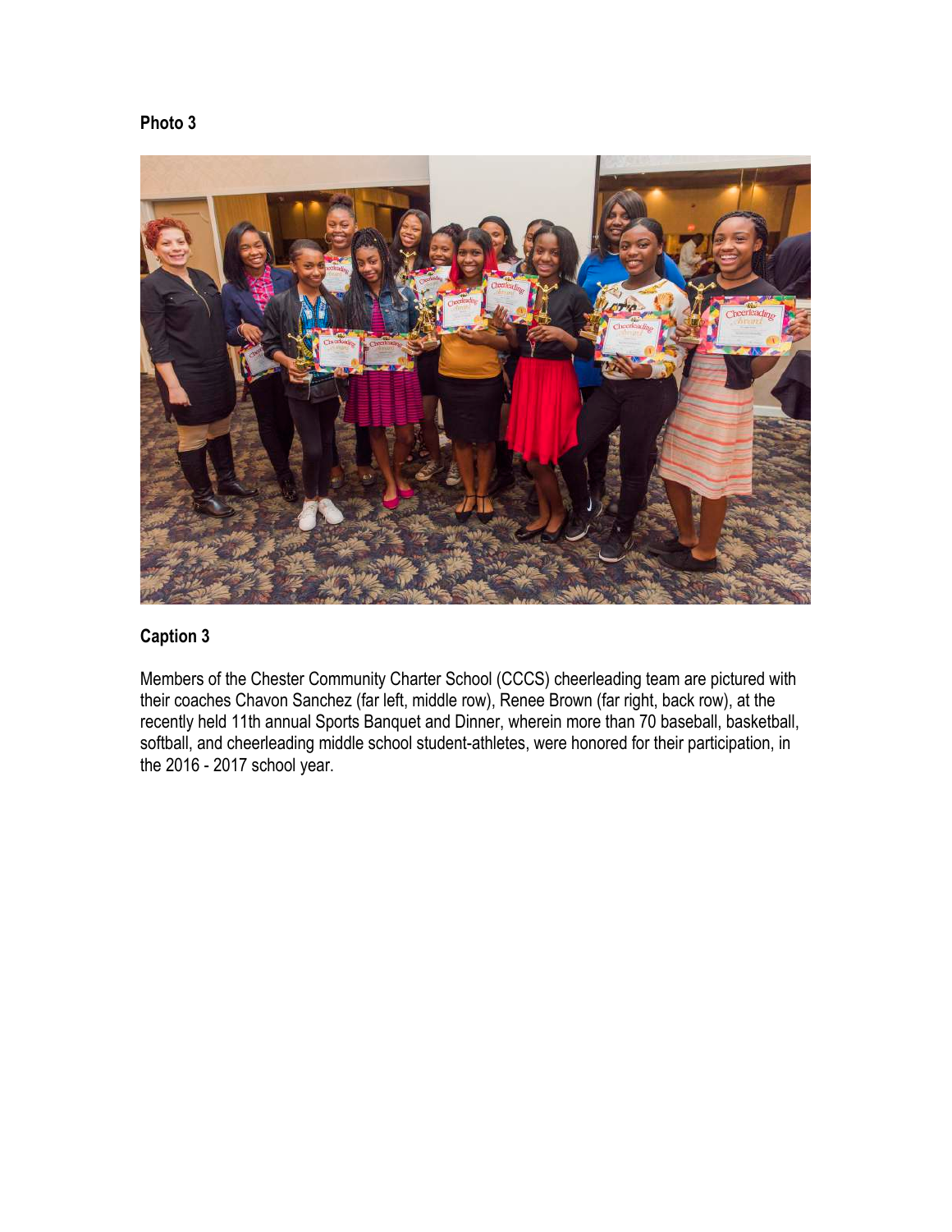**Photo 3**

**Caption 3**

Members of the Chester Community Charter School (CCCS) cheerleading team are pictured with their coaches Chavon Sanchez (far left, middle row), Renee Brown (far right, back row), at the recently held 11th annual Sports Banquet and Dinner, wherein more than 70 baseball, basketball, softball, and cheerleading middle school student-athletes, were honored for their participation, in the 2016 - 2017 school year.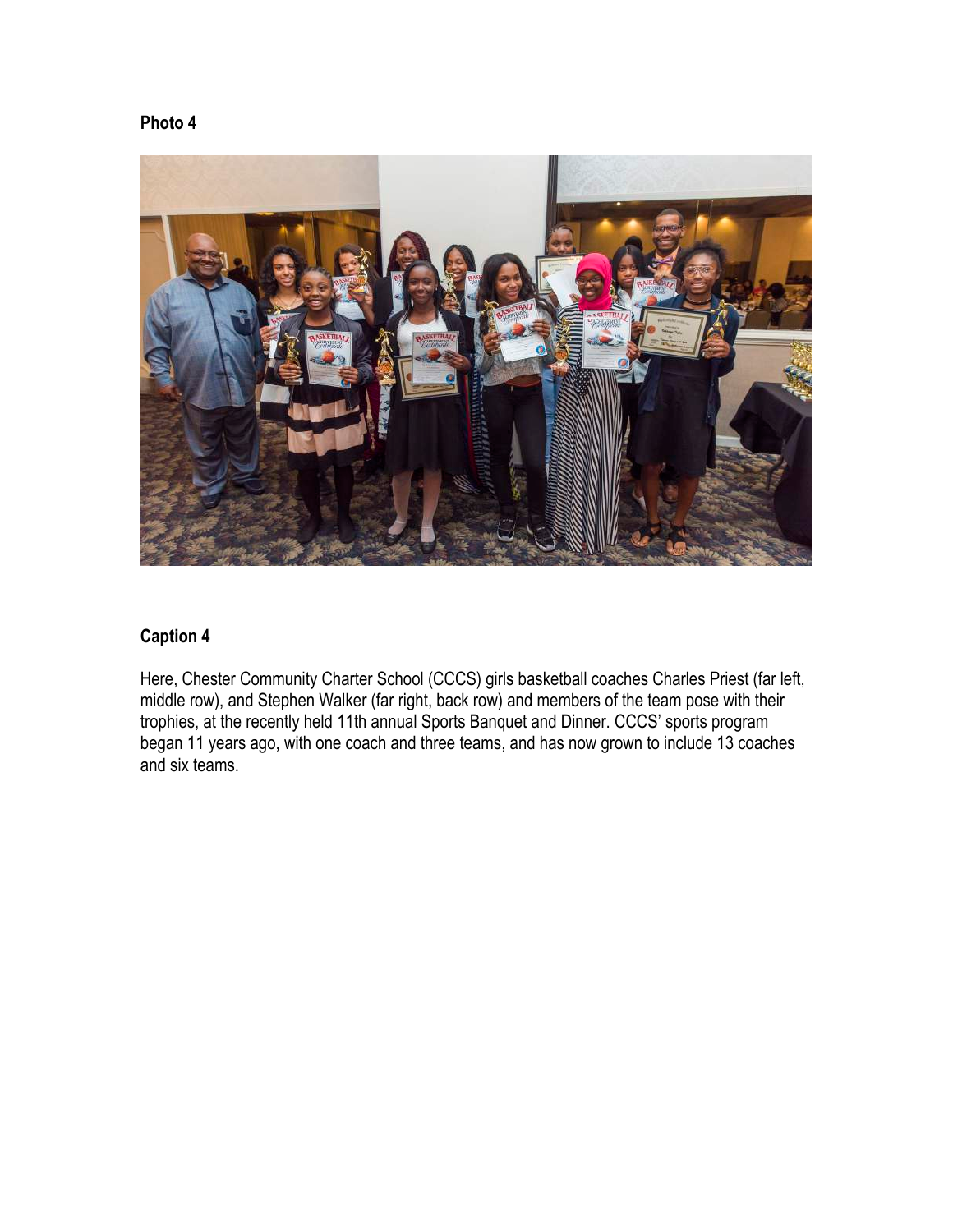**Photo 4**

**Caption 4**

Here, Chester Community Charter School (CCCS) girls basketball coaches Charles Priest (far left, middle row), and Stephen Walker (far right, back row) and members of the team pose with their trophies, at the recently held 11th annual Sports Banquet and Dinner. CCCS' sports program began 11 years ago, with one coach and three teams, and has now grown to include 13 coaches and six teams.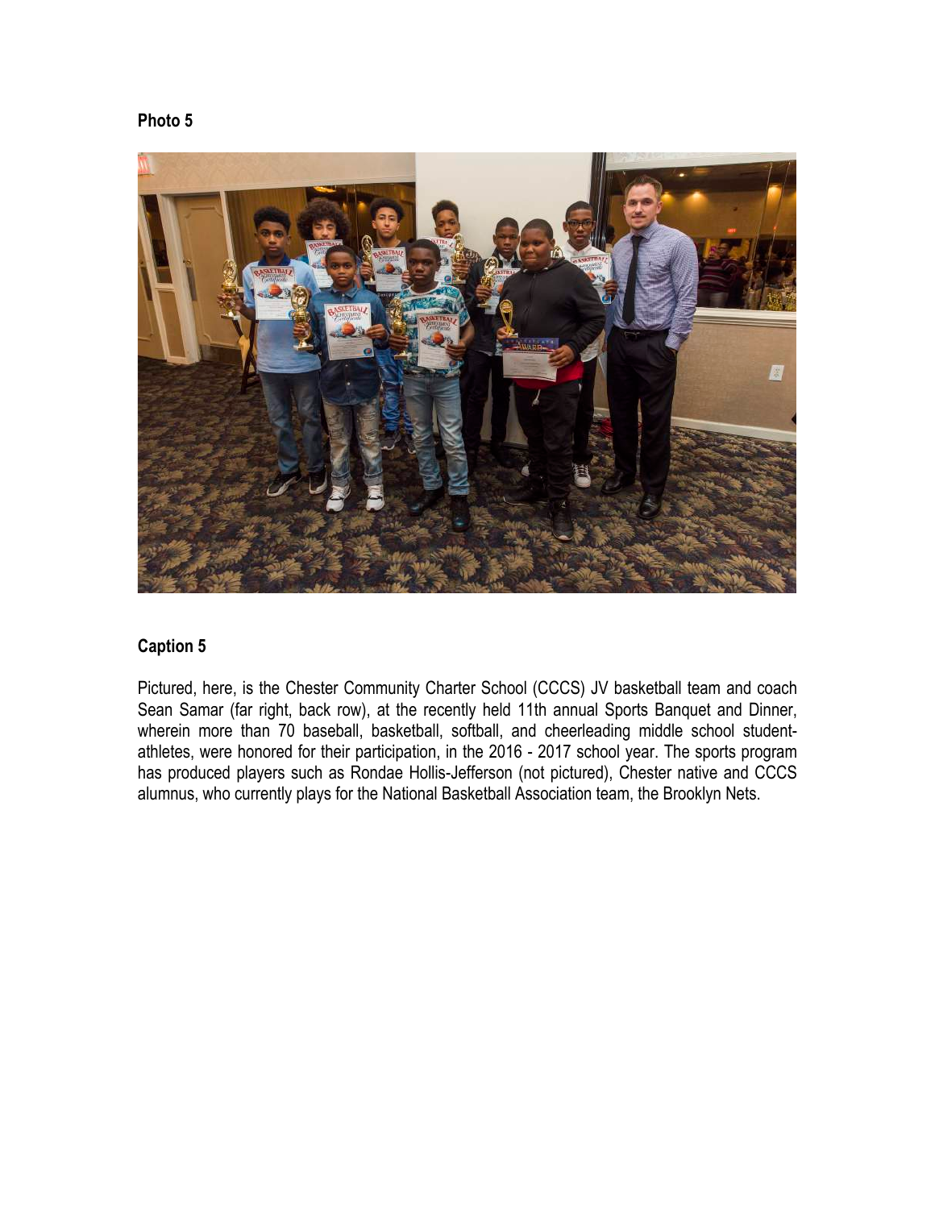**Photo 5**

**Caption 5**

Pictured, here, is the Chester Community Charter School (CCCS) JV basketball team and coach Sean Samar (far right, back row), at the recently held 11th annual Sports Banquet and Dinner, wherein more than 70 baseball, basketball, softball, and cheerleading middle school student-athletes, were honored for their participation, in the 2016 - 2017 school year. The sports program has produced players such as Rondae Hollis-Jefferson (not pictured), Chester native and CCCS alumnus, who currently plays for the National Basketball Association team, the Brooklyn Nets.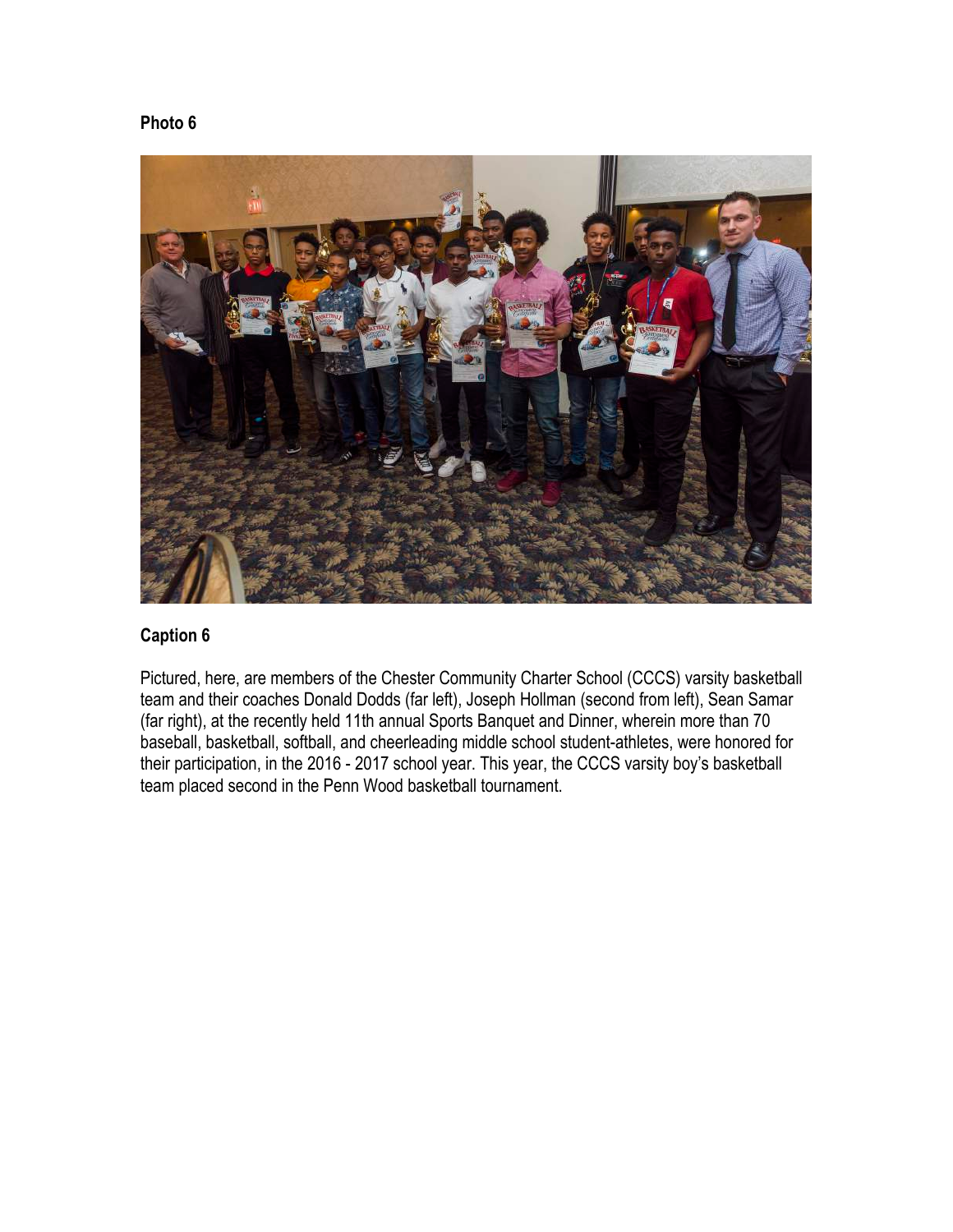**Photo 6**

**Caption 6**

Pictured, here, are members of the Chester Community Charter School (CCCS) varsity basketball team and their coaches Donald Dodds (far left), Joseph Hollman (second from left), Sean Samar (far right), at the recently held 11th annual Sports Banquet and Dinner, wherein more than 70 baseball, basketball, softball, and cheerleading middle school student-athletes, were honored for their participation, in the 2016 - 2017 school year. This year, the CCCS varsity boy's basketball team placed second in the Penn Wood basketball tournament.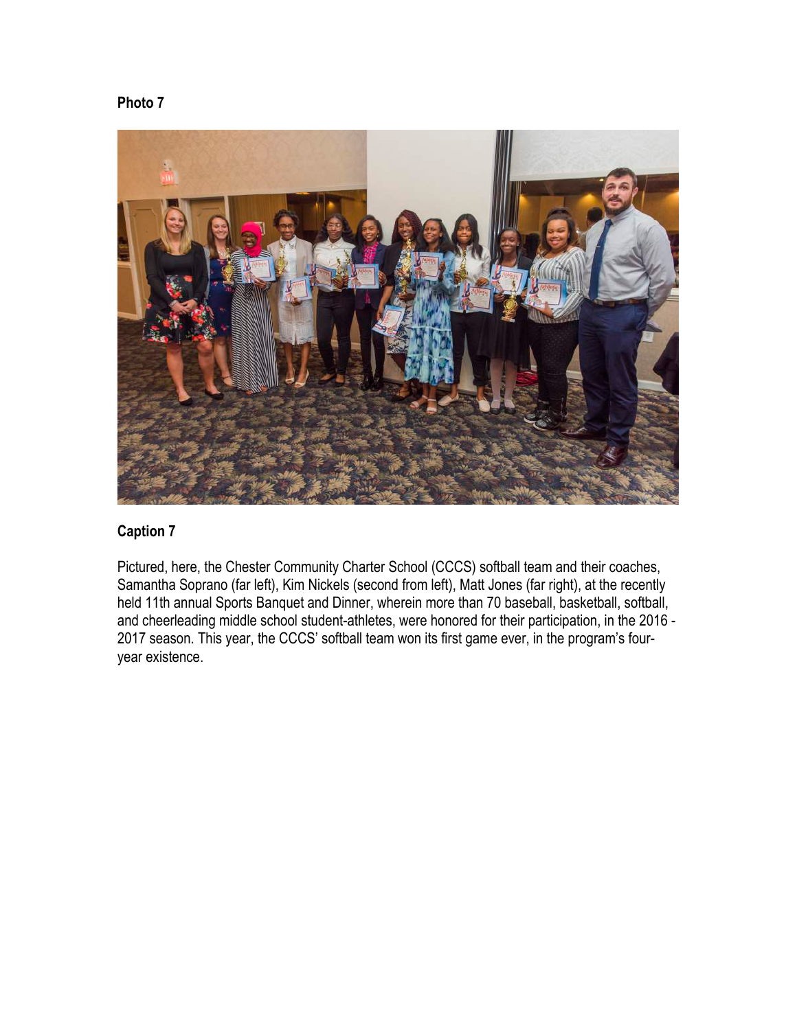**Photo 7**

**Caption 7**

Pictured, here, the Chester Community Charter School (CCCS) softball team and their coaches, Samantha Soprano (far left), Kim Nickels (second from left), Matt Jones (far right), at the recently held 11th annual Sports Banquet and Dinner, wherein more than 70 baseball, basketball, softball, and cheerleading middle school student-athletes, were honored for their participation, in the 2016 - 2017 season. This year, the CCCS' softball team won its first game ever, in the program's four-year existence.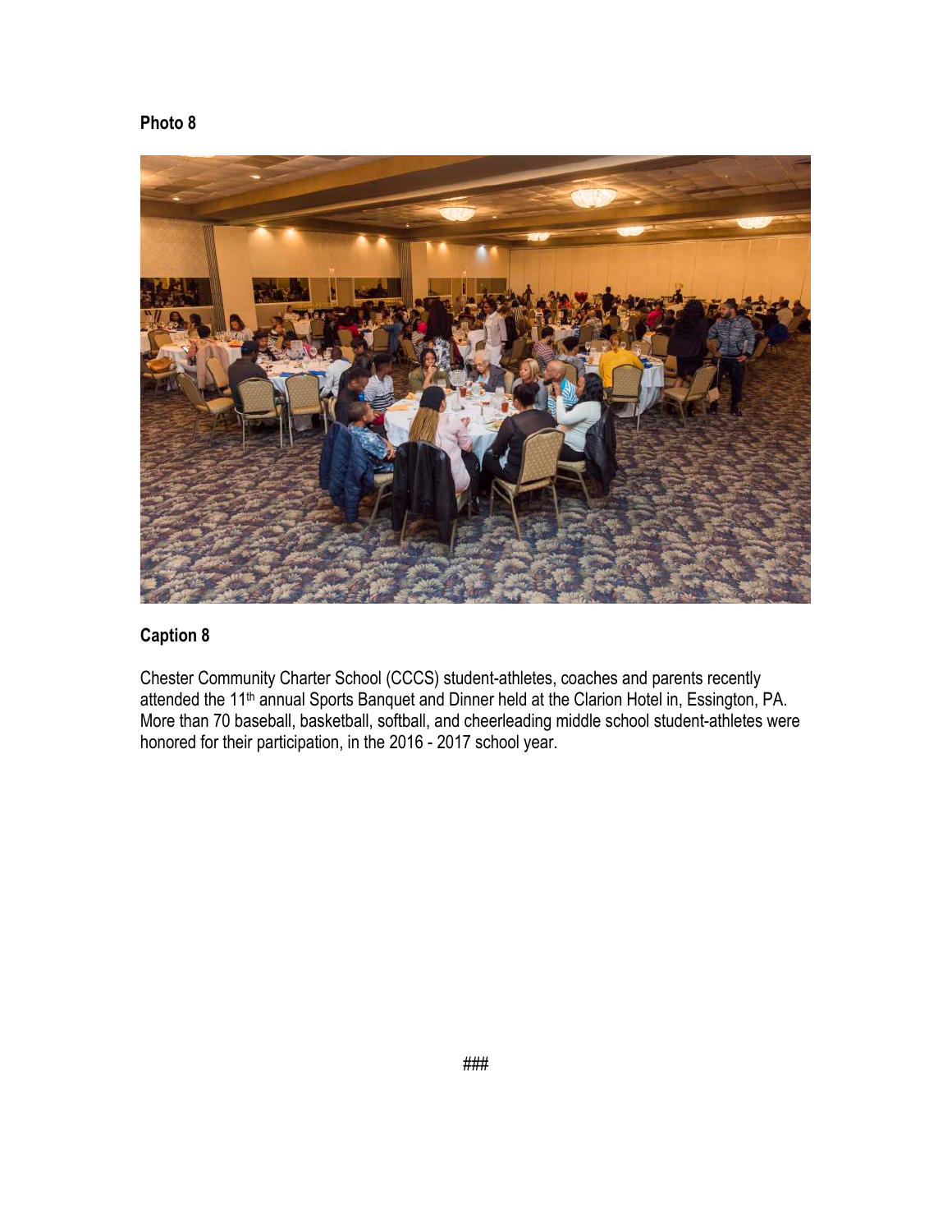**Photo 8**

**Caption 8**

Chester Community Charter School (CCCS) student-athletes, coaches and parents recently attended the 11th annual Sports Banquet and Dinner held at the Clarion Hotel in, Essington, PA. More than 70 baseball, basketball, softball, and cheerleading middle school student-athletes were honored for their participation, in the 2016 - 2017 school year.

###